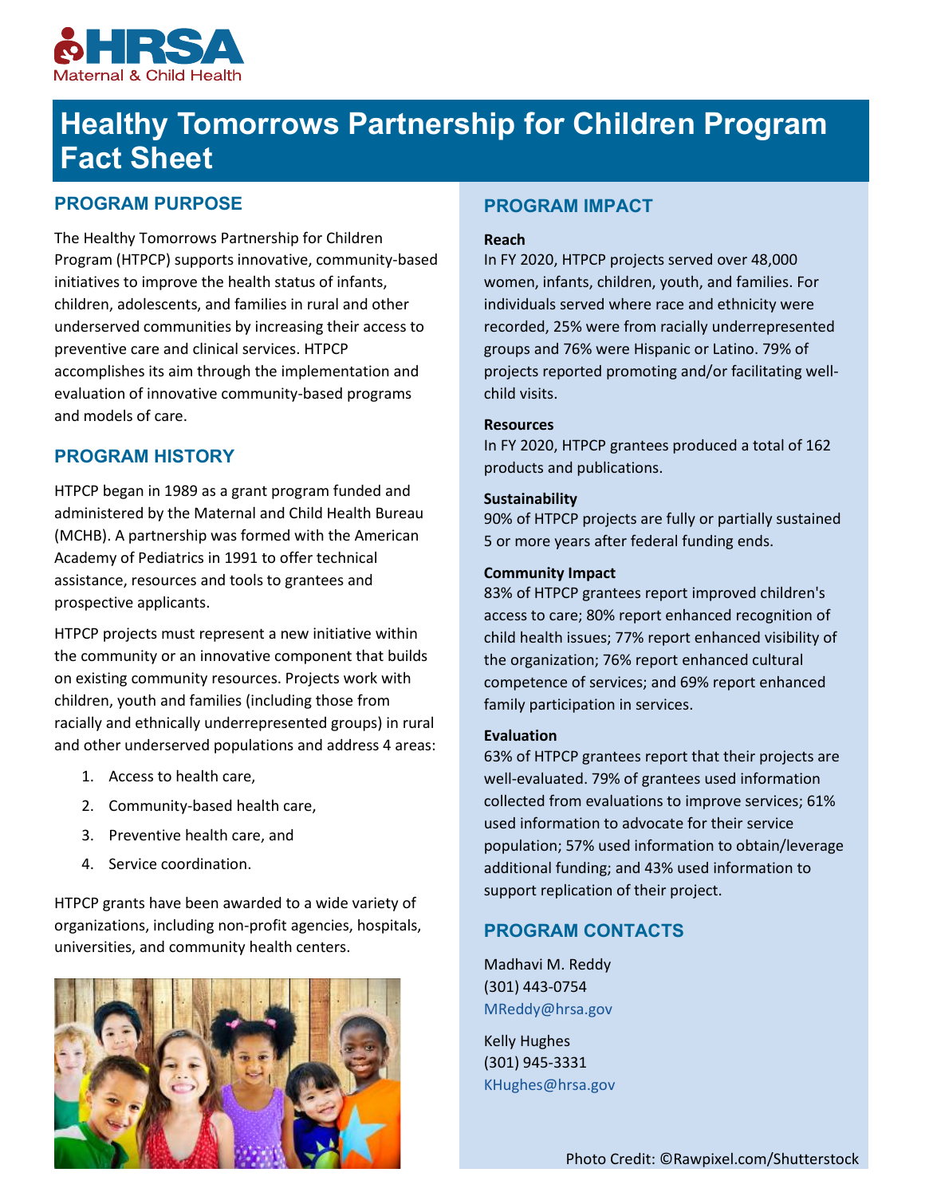HRSA Maternal & Child Health

# Healthy Tomorrows Partnership for Children Program Fact Sheet

## PROGRAM PURPOSE

The Healthy Tomorrows Partnership for Children Program (HTPCP) supports innovative, community-based initiatives to improve the health status of infants, children, adolescents, and families in rural and other underserved communities by increasing their access to preventive care and clinical services. HTPCP accomplishes its aim through the implementation and evaluation of innovative community-based programs and models of care.

## PROGRAM HISTORY

HTPCP began in 1989 as a grant program funded and administered by the Maternal and Child Health Bureau (MCHB). A partnership was formed with the American Academy of Pediatrics in 1991 to offer technical assistance, resources and tools to grantees and prospective applicants.

HTPCP projects must represent a new initiative within the community or an innovative component that builds on existing community resources. Projects work with children, youth and families (including those from racially and ethnically underrepresented groups) in rural and other underserved populations and address 4 areas:

1. Access to health care,
2. Community-based health care,
3. Preventive health care, and
4. Service coordination.

HTPCP grants have been awarded to a wide variety of organizations, including non-profit agencies, hospitals, universities, and community health centers.

## PROGRAM IMPACT

**Reach**

In FY 2020, HTPCP projects served over 48,000 women, infants, children, youth, and families. For individuals served where race and ethnicity were recorded, 25% were from racially underrepresented groups and 76% were Hispanic or Latino. 79% of projects reported promoting and/or facilitating well-child visits.

**Resources**

In FY 2020, HTPCP grantees produced a total of 162 products and publications.

**Sustainability**

90% of HTPCP projects are fully or partially sustained 5 or more years after federal funding ends.

**Community Impact**

83% of HTPCP grantees report improved children's access to care; 80% report enhanced recognition of child health issues; 77% report enhanced visibility of the organization; 76% report enhanced cultural competence of services; and 69% report enhanced family participation in services.

**Evaluation**

63% of HTPCP grantees report that their projects are well-evaluated. 79% of grantees used information collected from evaluations to improve services; 61% used information to advocate for their service population; 57% used information to obtain/leverage additional funding; and 43% used information to support replication of their project.

## PROGRAM CONTACTS

Madhavi M. Reddy
(301) 443-0754
MReddy@hrsa.gov

Kelly Hughes
(301) 945-3331
KHughes@hrsa.gov

Photo Credit: ©Rawpixel.com/Shutterstock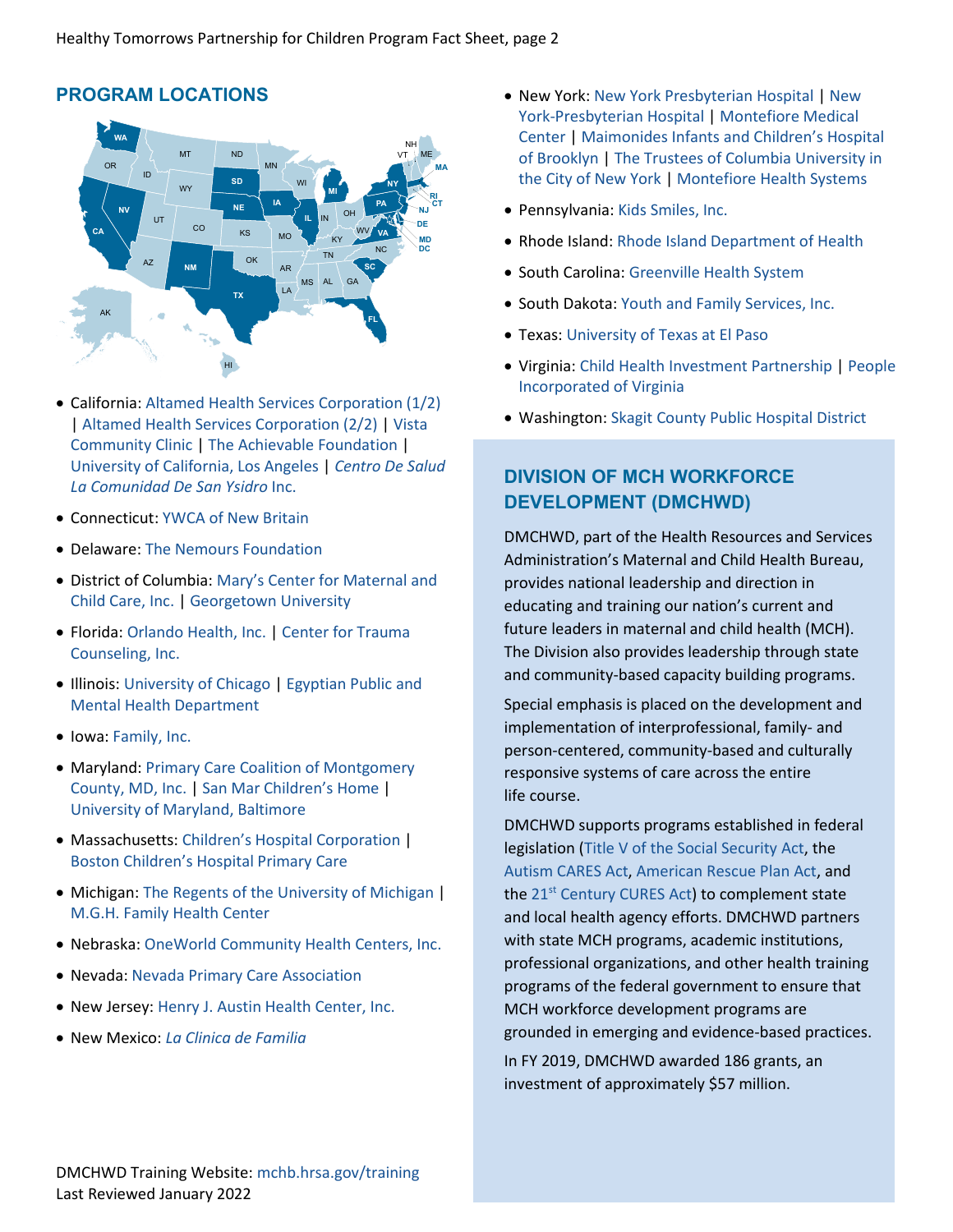## PROGRAM LOCATIONS

WA OR ID MT ND MN WI MI NY VT NH ME MA RI CT NJ DE MD DC PA OH IN IL IA SD NE WY NV CA UT CO KS MO KY WV VA NC TN AR OK AZ NM TX LA MS AL GA SC FL AK HI

- California: Altamed Health Services Corporation (1/2) | Altamed Health Services Corporation (2/2) | Vista Community Clinic | The Achievable Foundation | University of California, Los Angeles | *Centro De Salud La Comunidad De San Ysidro* Inc.
- Connecticut: YWCA of New Britain
- Delaware: The Nemours Foundation
- District of Columbia: Mary's Center for Maternal and Child Care, Inc. | Georgetown University
- Florida: Orlando Health, Inc. | Center for Trauma Counseling, Inc.
- Illinois: University of Chicago | Egyptian Public and Mental Health Department
- Iowa: Family, Inc.
- Maryland: Primary Care Coalition of Montgomery County, MD, Inc. | San Mar Children's Home | University of Maryland, Baltimore
- Massachusetts: Children's Hospital Corporation | Boston Children's Hospital Primary Care
- Michigan: The Regents of the University of Michigan | M.G.H. Family Health Center
- Nebraska: OneWorld Community Health Centers, Inc.
- Nevada: Nevada Primary Care Association
- New Jersey: Henry J. Austin Health Center, Inc.
- New Mexico: *La Clinica de Familia*
- New York: New York Presbyterian Hospital | New York-Presbyterian Hospital | Montefiore Medical Center | Maimonides Infants and Children's Hospital of Brooklyn | The Trustees of Columbia University in the City of New York | Montefiore Health Systems
- Pennsylvania: Kids Smiles, Inc.
- Rhode Island: Rhode Island Department of Health
- South Carolina: Greenville Health System
- South Dakota: Youth and Family Services, Inc.
- Texas: University of Texas at El Paso
- Virginia: Child Health Investment Partnership | People Incorporated of Virginia
- Washington: Skagit County Public Hospital District

## DIVISION OF MCH WORKFORCE DEVELOPMENT (DMCHWD)

DMCHWD, part of the Health Resources and Services Administration's Maternal and Child Health Bureau, provides national leadership and direction in educating and training our nation's current and future leaders in maternal and child health (MCH). The Division also provides leadership through state and community-based capacity building programs.

Special emphasis is placed on the development and implementation of interprofessional, family- and person-centered, community-based and culturally responsive systems of care across the entire life course.

DMCHWD supports programs established in federal legislation (Title V of the Social Security Act, the Autism CARES Act, American Rescue Plan Act, and the 21st Century CURES Act) to complement state and local health agency efforts. DMCHWD partners with state MCH programs, academic institutions, professional organizations, and other health training programs of the federal government to ensure that MCH workforce development programs are grounded in emerging and evidence-based practices.

In FY 2019, DMCHWD awarded 186 grants, an investment of approximately $57 million.

DMCHWD Training Website: mchb.hrsa.gov/training
Last Reviewed January 2022